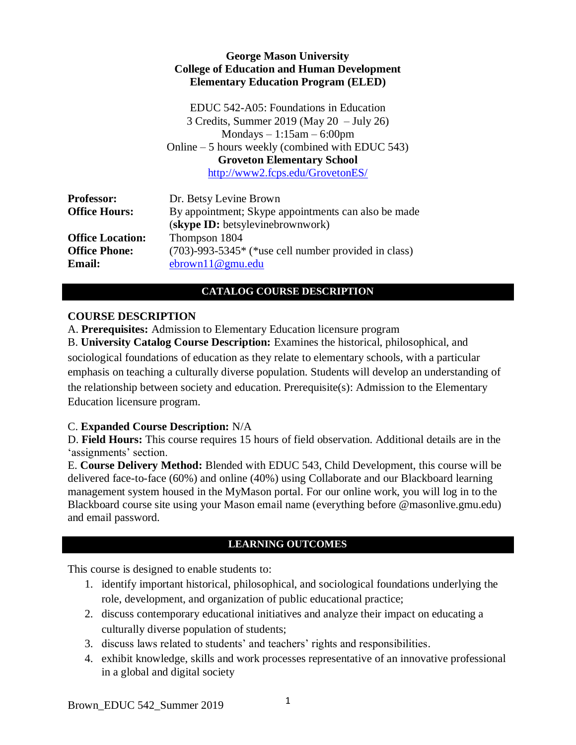**George Mason University**
**College of Education and Human Development**
**Elementary Education Program (ELED)**

EDUC 542-A05: Foundations in Education
3 Credits, Summer 2019 (May 20 – July 26)
Mondays – 1:15am – 6:00pm
Online – 5 hours weekly (combined with EDUC 543)
**Groveton Elementary School**
http://www2.fcps.edu/GrovetonES/

| | |
|---|---|
| **Professor:** | Dr. Betsy Levine Brown |
| **Office Hours:** | By appointment; Skype appointments can also be made (**skype ID:** betsylevinebrownwork) |
| **Office Location:** | Thompson 1804 |
| **Office Phone:** | (703)-993-5345* (*use cell number provided in class) |
| **Email:** | ebrown11@gmu.edu |

## CATALOG COURSE DESCRIPTION

**COURSE DESCRIPTION**

A. **Prerequisites:** Admission to Elementary Education licensure program

B. **University Catalog Course Description:** Examines the historical, philosophical, and sociological foundations of education as they relate to elementary schools, with a particular emphasis on teaching a culturally diverse population. Students will develop an understanding of the relationship between society and education. Prerequisite(s): Admission to the Elementary Education licensure program.

C. **Expanded Course Description:** N/A

D. **Field Hours:** This course requires 15 hours of field observation. Additional details are in the 'assignments' section.

E. **Course Delivery Method:** Blended with EDUC 543, Child Development, this course will be delivered face-to-face (60%) and online (40%) using Collaborate and our Blackboard learning management system housed in the MyMason portal. For our online work, you will log in to the Blackboard course site using your Mason email name (everything before @masonlive.gmu.edu) and email password.

## LEARNING OUTCOMES

This course is designed to enable students to:

1. identify important historical, philosophical, and sociological foundations underlying the role, development, and organization of public educational practice;
2. discuss contemporary educational initiatives and analyze their impact on educating a culturally diverse population of students;
3. discuss laws related to students' and teachers' rights and responsibilities.
4. exhibit knowledge, skills and work processes representative of an innovative professional in a global and digital society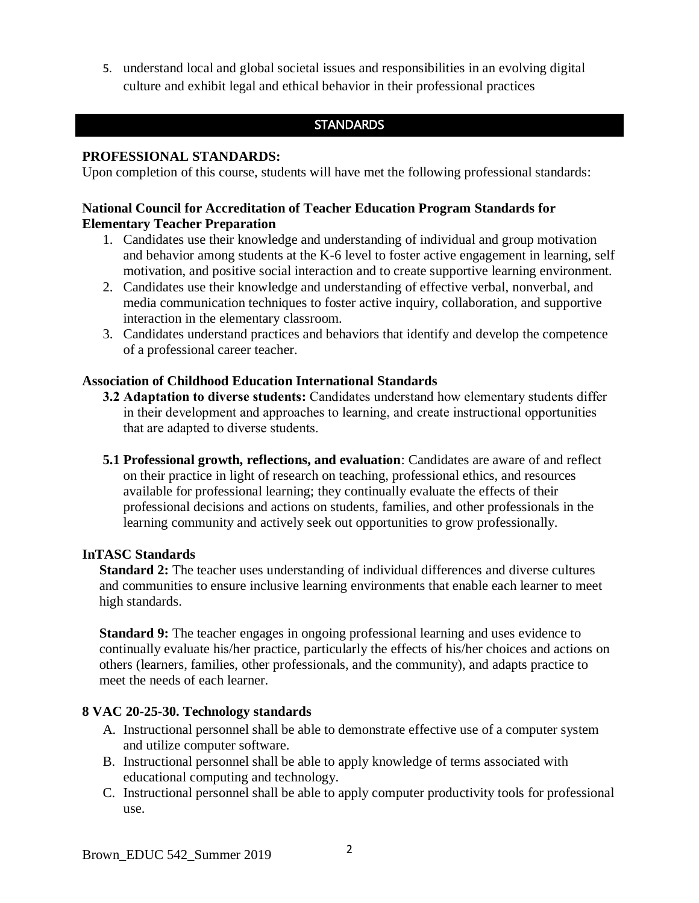5. understand local and global societal issues and responsibilities in an evolving digital culture and exhibit legal and ethical behavior in their professional practices

## STANDARDS

**PROFESSIONAL STANDARDS:**

Upon completion of this course, students will have met the following professional standards:

**National Council for Accreditation of Teacher Education Program Standards for Elementary Teacher Preparation**

1. Candidates use their knowledge and understanding of individual and group motivation and behavior among students at the K-6 level to foster active engagement in learning, self motivation, and positive social interaction and to create supportive learning environment.
2. Candidates use their knowledge and understanding of effective verbal, nonverbal, and media communication techniques to foster active inquiry, collaboration, and supportive interaction in the elementary classroom.
3. Candidates understand practices and behaviors that identify and develop the competence of a professional career teacher.

**Association of Childhood Education International Standards**

**3.2 Adaptation to diverse students:** Candidates understand how elementary students differ in their development and approaches to learning, and create instructional opportunities that are adapted to diverse students.

**5.1 Professional growth, reflections, and evaluation**: Candidates are aware of and reflect on their practice in light of research on teaching, professional ethics, and resources available for professional learning; they continually evaluate the effects of their professional decisions and actions on students, families, and other professionals in the learning community and actively seek out opportunities to grow professionally.

**InTASC Standards**

**Standard 2:** The teacher uses understanding of individual differences and diverse cultures and communities to ensure inclusive learning environments that enable each learner to meet high standards.

**Standard 9:** The teacher engages in ongoing professional learning and uses evidence to continually evaluate his/her practice, particularly the effects of his/her choices and actions on others (learners, families, other professionals, and the community), and adapts practice to meet the needs of each learner.

**8 VAC 20-25-30. Technology standards**

A. Instructional personnel shall be able to demonstrate effective use of a computer system and utilize computer software.
B. Instructional personnel shall be able to apply knowledge of terms associated with educational computing and technology.
C. Instructional personnel shall be able to apply computer productivity tools for professional use.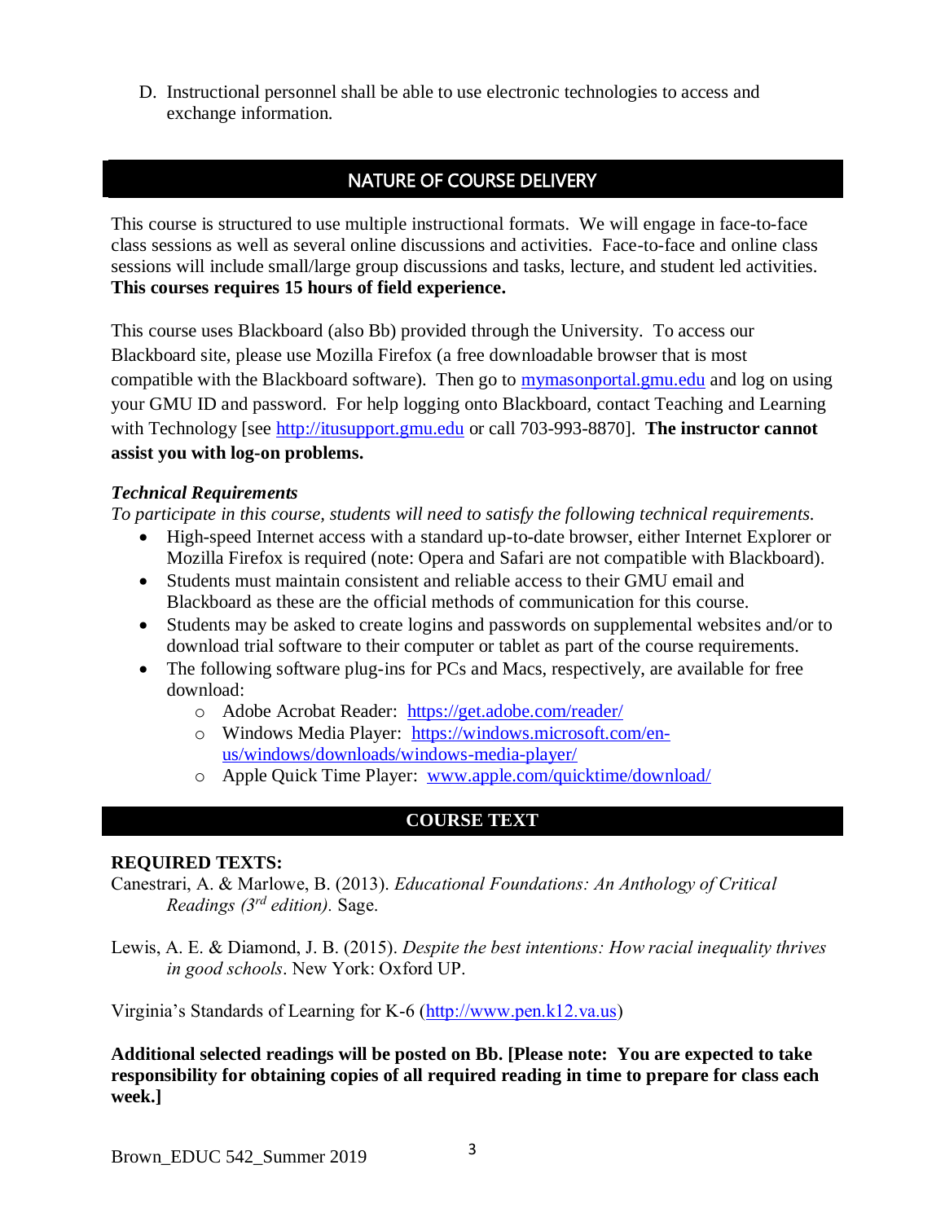D. Instructional personnel shall be able to use electronic technologies to access and exchange information.

## NATURE OF COURSE DELIVERY

This course is structured to use multiple instructional formats. We will engage in face-to-face class sessions as well as several online discussions and activities. Face-to-face and online class sessions will include small/large group discussions and tasks, lecture, and student led activities. **This courses requires 15 hours of field experience.**

This course uses Blackboard (also Bb) provided through the University. To access our Blackboard site, please use Mozilla Firefox (a free downloadable browser that is most compatible with the Blackboard software). Then go to [mymasonportal.gmu.edu](mymasonportal.gmu.edu) and log on using your GMU ID and password. For help logging onto Blackboard, contact Teaching and Learning with Technology [see [http://itusupport.gmu.edu](http://itusupport.gmu.edu) or call 703-993-8870]. **The instructor cannot assist you with log-on problems.**

***Technical Requirements***

*To participate in this course, students will need to satisfy the following technical requirements.*

- High-speed Internet access with a standard up-to-date browser, either Internet Explorer or Mozilla Firefox is required (note: Opera and Safari are not compatible with Blackboard).
- Students must maintain consistent and reliable access to their GMU email and Blackboard as these are the official methods of communication for this course.
- Students may be asked to create logins and passwords on supplemental websites and/or to download trial software to their computer or tablet as part of the course requirements.
- The following software plug-ins for PCs and Macs, respectively, are available for free download:
    - Adobe Acrobat Reader: [https://get.adobe.com/reader/](https://get.adobe.com/reader/)
    - Windows Media Player: [https://windows.microsoft.com/en-us/windows/downloads/windows-media-player/](https://windows.microsoft.com/en-us/windows/downloads/windows-media-player/)
    - Apple Quick Time Player: [www.apple.com/quicktime/download/](www.apple.com/quicktime/download/)

## COURSE TEXT

**REQUIRED TEXTS:**

Canestrari, A. & Marlowe, B. (2013). *Educational Foundations: An Anthology of Critical Readings (3rd edition).* Sage.

Lewis, A. E. & Diamond, J. B. (2015). *Despite the best intentions: How racial inequality thrives in good schools*. New York: Oxford UP.

Virginia's Standards of Learning for K-6 ([http://www.pen.k12.va.us](http://www.pen.k12.va.us))

**Additional selected readings will be posted on Bb. [Please note: You are expected to take responsibility for obtaining copies of all required reading in time to prepare for class each week.]**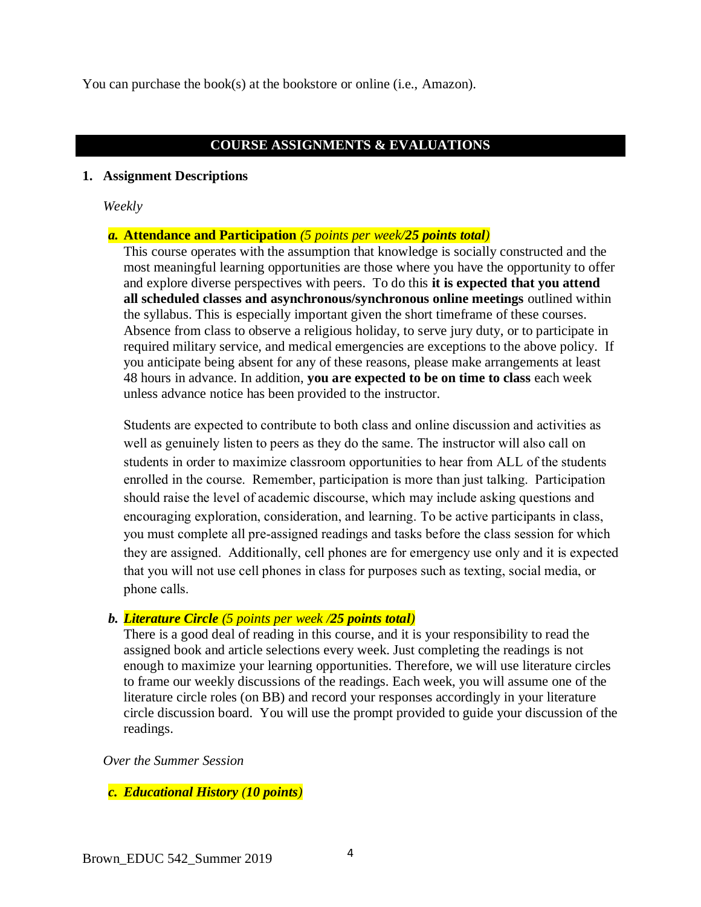You can purchase the book(s) at the bookstore or online (i.e., Amazon).

## COURSE ASSIGNMENTS & EVALUATIONS

### 1. Assignment Descriptions

*Weekly*

***a.* Attendance and Participation** *(5 points per week/**25 points total**)*

This course operates with the assumption that knowledge is socially constructed and the most meaningful learning opportunities are those where you have the opportunity to offer and explore diverse perspectives with peers. To do this **it is expected that you attend all scheduled classes and asynchronous/synchronous online meetings** outlined within the syllabus. This is especially important given the short timeframe of these courses. Absence from class to observe a religious holiday, to serve jury duty, or to participate in required military service, and medical emergencies are exceptions to the above policy. If you anticipate being absent for any of these reasons, please make arrangements at least 48 hours in advance. In addition, **you are expected to be on time to class** each week unless advance notice has been provided to the instructor.

Students are expected to contribute to both class and online discussion and activities as well as genuinely listen to peers as they do the same. The instructor will also call on students in order to maximize classroom opportunities to hear from ALL of the students enrolled in the course. Remember, participation is more than just talking. Participation should raise the level of academic discourse, which may include asking questions and encouraging exploration, consideration, and learning. To be active participants in class, you must complete all pre-assigned readings and tasks before the class session for which they are assigned. Additionally, cell phones are for emergency use only and it is expected that you will not use cell phones in class for purposes such as texting, social media, or phone calls.

***b. Literature Circle*** *(5 points per week /**25 points total**)*

There is a good deal of reading in this course, and it is your responsibility to read the assigned book and article selections every week. Just completing the readings is not enough to maximize your learning opportunities. Therefore, we will use literature circles to frame our weekly discussions of the readings. Each week, you will assume one of the literature circle roles (on BB) and record your responses accordingly in your literature circle discussion board. You will use the prompt provided to guide your discussion of the readings.

*Over the Summer Session*

***c. Educational History (10 points)***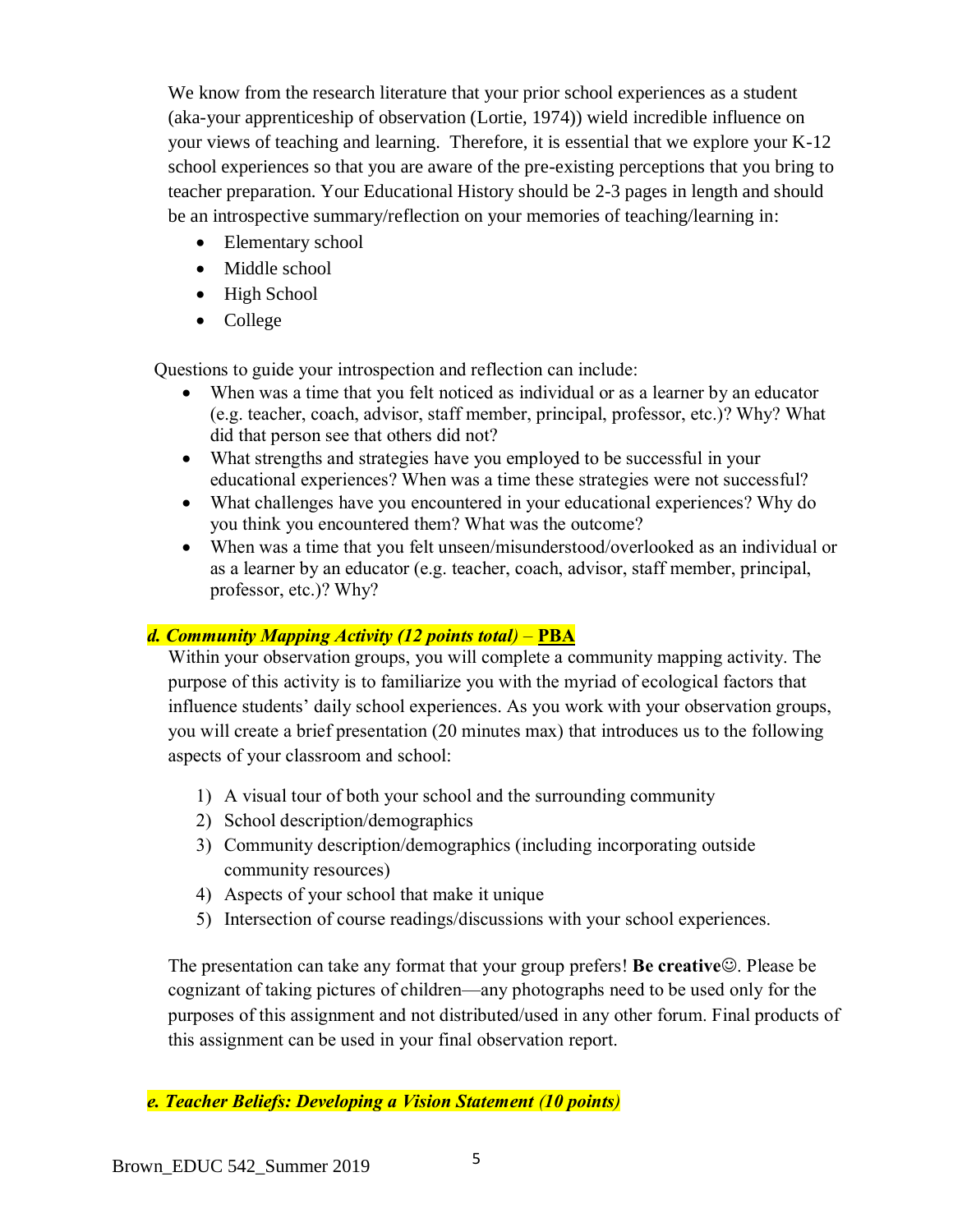We know from the research literature that your prior school experiences as a student (aka-your apprenticeship of observation (Lortie, 1974)) wield incredible influence on your views of teaching and learning. Therefore, it is essential that we explore your K-12 school experiences so that you are aware of the pre-existing perceptions that you bring to teacher preparation. Your Educational History should be 2-3 pages in length and should be an introspective summary/reflection on your memories of teaching/learning in:

- Elementary school
- Middle school
- High School
- College

Questions to guide your introspection and reflection can include:

- When was a time that you felt noticed as individual or as a learner by an educator (e.g. teacher, coach, advisor, staff member, principal, professor, etc.)? Why? What did that person see that others did not?
- What strengths and strategies have you employed to be successful in your educational experiences? When was a time these strategies were not successful?
- What challenges have you encountered in your educational experiences? Why do you think you encountered them? What was the outcome?
- When was a time that you felt unseen/misunderstood/overlooked as an individual or as a learner by an educator (e.g. teacher, coach, advisor, staff member, principal, professor, etc.)? Why?

***d. Community Mapping Activity (12 points total)*** – **PBA**

Within your observation groups, you will complete a community mapping activity. The purpose of this activity is to familiarize you with the myriad of ecological factors that influence students' daily school experiences. As you work with your observation groups, you will create a brief presentation (20 minutes max) that introduces us to the following aspects of your classroom and school:

1) A visual tour of both your school and the surrounding community
2) School description/demographics
3) Community description/demographics (including incorporating outside community resources)
4) Aspects of your school that make it unique
5) Intersection of course readings/discussions with your school experiences.

The presentation can take any format that your group prefers! **Be creative**☺. Please be cognizant of taking pictures of children—any photographs need to be used only for the purposes of this assignment and not distributed/used in any other forum. Final products of this assignment can be used in your final observation report.

***e. Teacher Beliefs: Developing a Vision Statement (10 points)***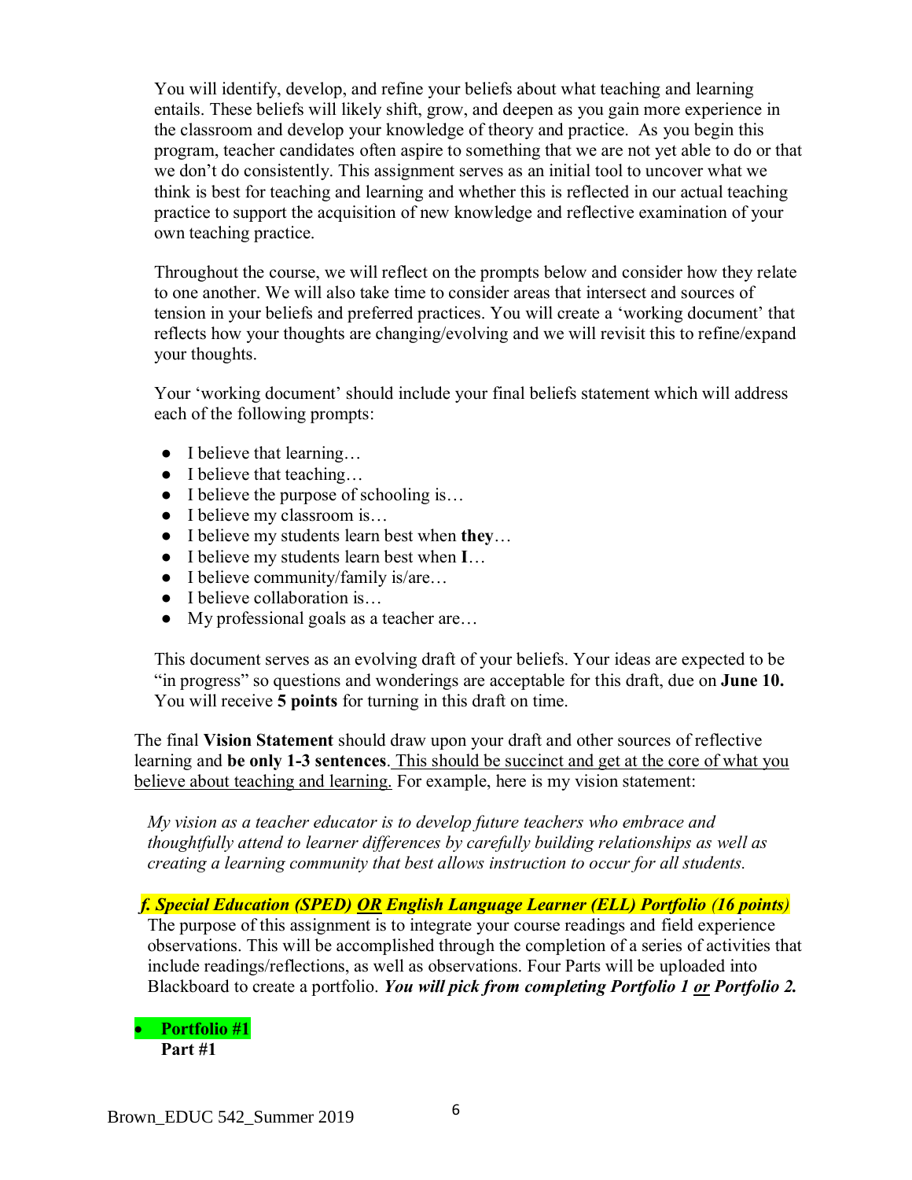You will identify, develop, and refine your beliefs about what teaching and learning entails. These beliefs will likely shift, grow, and deepen as you gain more experience in the classroom and develop your knowledge of theory and practice. As you begin this program, teacher candidates often aspire to something that we are not yet able to do or that we don't do consistently. This assignment serves as an initial tool to uncover what we think is best for teaching and learning and whether this is reflected in our actual teaching practice to support the acquisition of new knowledge and reflective examination of your own teaching practice.

Throughout the course, we will reflect on the prompts below and consider how they relate to one another. We will also take time to consider areas that intersect and sources of tension in your beliefs and preferred practices. You will create a 'working document' that reflects how your thoughts are changing/evolving and we will revisit this to refine/expand your thoughts.

Your 'working document' should include your final beliefs statement which will address each of the following prompts:

- I believe that learning…
- I believe that teaching…
- I believe the purpose of schooling is…
- I believe my classroom is…
- I believe my students learn best when **they**…
- I believe my students learn best when **I**…
- I believe community/family is/are…
- I believe collaboration is…
- My professional goals as a teacher are…

This document serves as an evolving draft of your beliefs. Your ideas are expected to be "in progress" so questions and wonderings are acceptable for this draft, due on **June 10.** You will receive **5 points** for turning in this draft on time.

The final **Vision Statement** should draw upon your draft and other sources of reflective learning and **be only 1-3 sentences**. <u>This should be succinct and get at the core of what you believe about teaching and learning.</u> For example, here is my vision statement:

*My vision as a teacher educator is to develop future teachers who embrace and thoughtfully attend to learner differences by carefully building relationships as well as creating a learning community that best allows instruction to occur for all students.*

***f. Special Education (SPED) <u>OR</u> English Language Learner (ELL) Portfolio (16 points)***

The purpose of this assignment is to integrate your course readings and field experience observations. This will be accomplished through the completion of a series of activities that include readings/reflections, as well as observations. Four Parts will be uploaded into Blackboard to create a portfolio. ***You will pick from completing Portfolio 1 <u>or</u> Portfolio 2.***

- **Portfolio #1**

  **Part #1**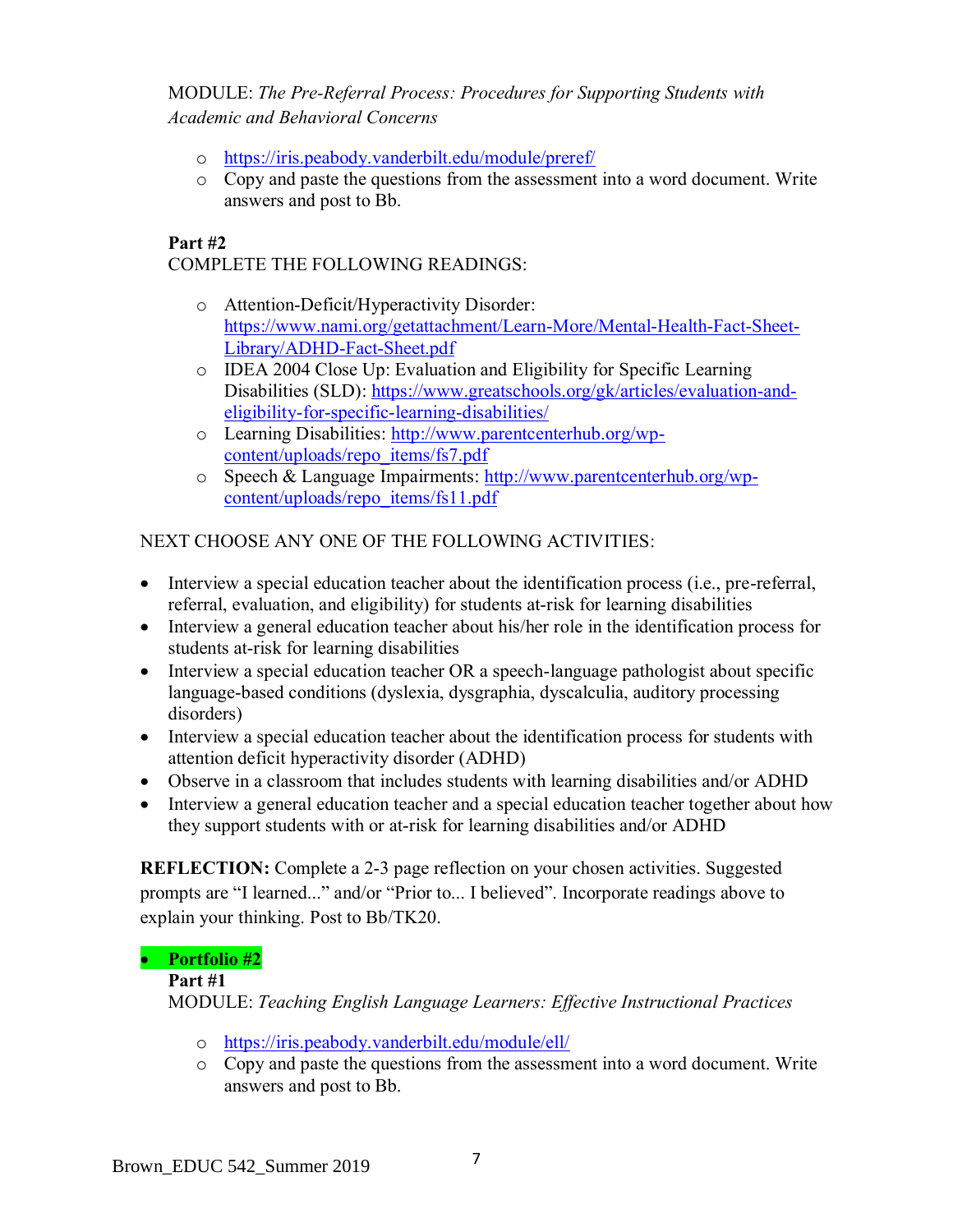MODULE: *The Pre-Referral Process: Procedures for Supporting Students with Academic and Behavioral Concerns*

- [https://iris.peabody.vanderbilt.edu/module/preref/](https://iris.peabody.vanderbilt.edu/module/preref/)
- Copy and paste the questions from the assessment into a word document. Write answers and post to Bb.

**Part #2**

COMPLETE THE FOLLOWING READINGS:

- Attention-Deficit/Hyperactivity Disorder: [https://www.nami.org/getattachment/Learn-More/Mental-Health-Fact-Sheet-Library/ADHD-Fact-Sheet.pdf](https://www.nami.org/getattachment/Learn-More/Mental-Health-Fact-Sheet-Library/ADHD-Fact-Sheet.pdf)
- IDEA 2004 Close Up: Evaluation and Eligibility for Specific Learning Disabilities (SLD): [https://www.greatschools.org/gk/articles/evaluation-and-eligibility-for-specific-learning-disabilities/](https://www.greatschools.org/gk/articles/evaluation-and-eligibility-for-specific-learning-disabilities/)
- Learning Disabilities: [http://www.parentcenterhub.org/wp-content/uploads/repo_items/fs7.pdf](http://www.parentcenterhub.org/wp-content/uploads/repo_items/fs7.pdf)
- Speech & Language Impairments: [http://www.parentcenterhub.org/wp-content/uploads/repo_items/fs11.pdf](http://www.parentcenterhub.org/wp-content/uploads/repo_items/fs11.pdf)

NEXT CHOOSE ANY ONE OF THE FOLLOWING ACTIVITIES:

- Interview a special education teacher about the identification process (i.e., pre-referral, referral, evaluation, and eligibility) for students at-risk for learning disabilities
- Interview a general education teacher about his/her role in the identification process for students at-risk for learning disabilities
- Interview a special education teacher OR a speech-language pathologist about specific language-based conditions (dyslexia, dysgraphia, dyscalculia, auditory processing disorders)
- Interview a special education teacher about the identification process for students with attention deficit hyperactivity disorder (ADHD)
- Observe in a classroom that includes students with learning disabilities and/or ADHD
- Interview a general education teacher and a special education teacher together about how they support students with or at-risk for learning disabilities and/or ADHD

**REFLECTION:** Complete a 2-3 page reflection on your chosen activities. Suggested prompts are "I learned..." and/or "Prior to... I believed". Incorporate readings above to explain your thinking. Post to Bb/TK20.

- **Portfolio #2**

**Part #1**

MODULE: *Teaching English Language Learners: Effective Instructional Practices*

- [https://iris.peabody.vanderbilt.edu/module/ell/](https://iris.peabody.vanderbilt.edu/module/ell/)
- Copy and paste the questions from the assessment into a word document. Write answers and post to Bb.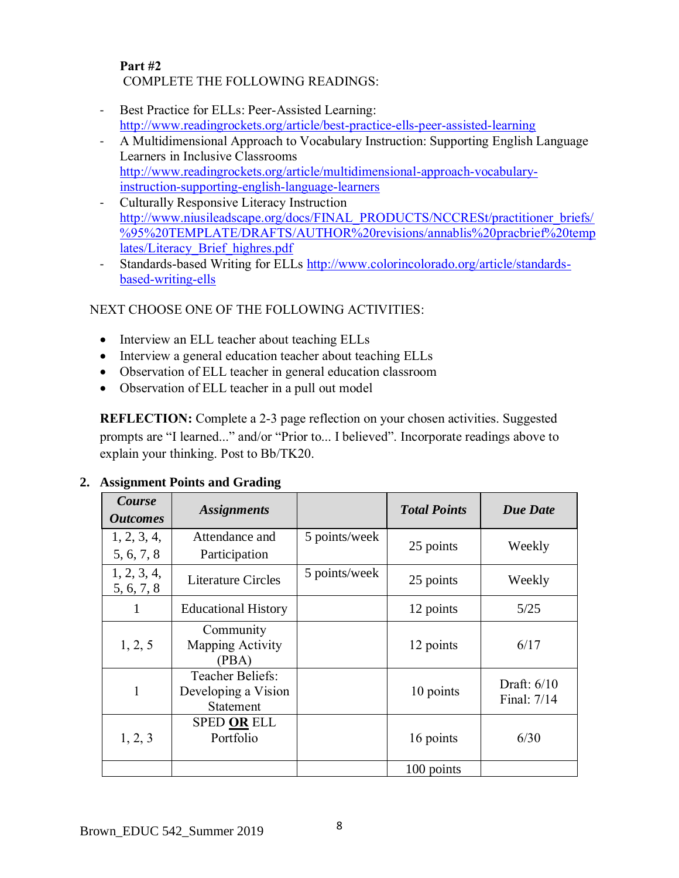**Part #2**
COMPLETE THE FOLLOWING READINGS:

- Best Practice for ELLs: Peer-Assisted Learning: http://www.readingrockets.org/article/best-practice-ells-peer-assisted-learning
- A Multidimensional Approach to Vocabulary Instruction: Supporting English Language Learners in Inclusive Classrooms http://www.readingrockets.org/article/multidimensional-approach-vocabulary-instruction-supporting-english-language-learners
- Culturally Responsive Literacy Instruction http://www.niusileadscape.org/docs/FINAL_PRODUCTS/NCCRESt/practitioner_briefs/%95%20TEMPLATE/DRAFTS/AUTHOR%20revisions/annablis%20pracbrief%20templates/Literacy_Brief_highres.pdf
- Standards-based Writing for ELLs http://www.colorincolorado.org/article/standards-based-writing-ells

NEXT CHOOSE ONE OF THE FOLLOWING ACTIVITIES:

- Interview an ELL teacher about teaching ELLs
- Interview a general education teacher about teaching ELLs
- Observation of ELL teacher in general education classroom
- Observation of ELL teacher in a pull out model

**REFLECTION:** Complete a 2-3 page reflection on your chosen activities. Suggested prompts are "I learned..." and/or "Prior to... I believed". Incorporate readings above to explain your thinking. Post to Bb/TK20.

**2. Assignment Points and Grading**

| ***Course Outcomes*** | ***Assignments*** | | ***Total Points*** | ***Due Date*** |
|---|---|---|---|---|
| 1, 2, 3, 4, 5, 6, 7, 8 | Attendance and Participation | 5 points/week | 25 points | Weekly |
| 1, 2, 3, 4, 5, 6, 7, 8 | Literature Circles | 5 points/week | 25 points | Weekly |
| 1 | Educational History | | 12 points | 5/25 |
| 1, 2, 5 | Community Mapping Activity (PBA) | | 12 points | 6/17 |
| 1 | Teacher Beliefs: Developing a Vision Statement | | 10 points | Draft: 6/10<br>Final: 7/14 |
| 1, 2, 3 | SPED **OR** ELL Portfolio | | 16 points | 6/30 |
| | | | 100 points | |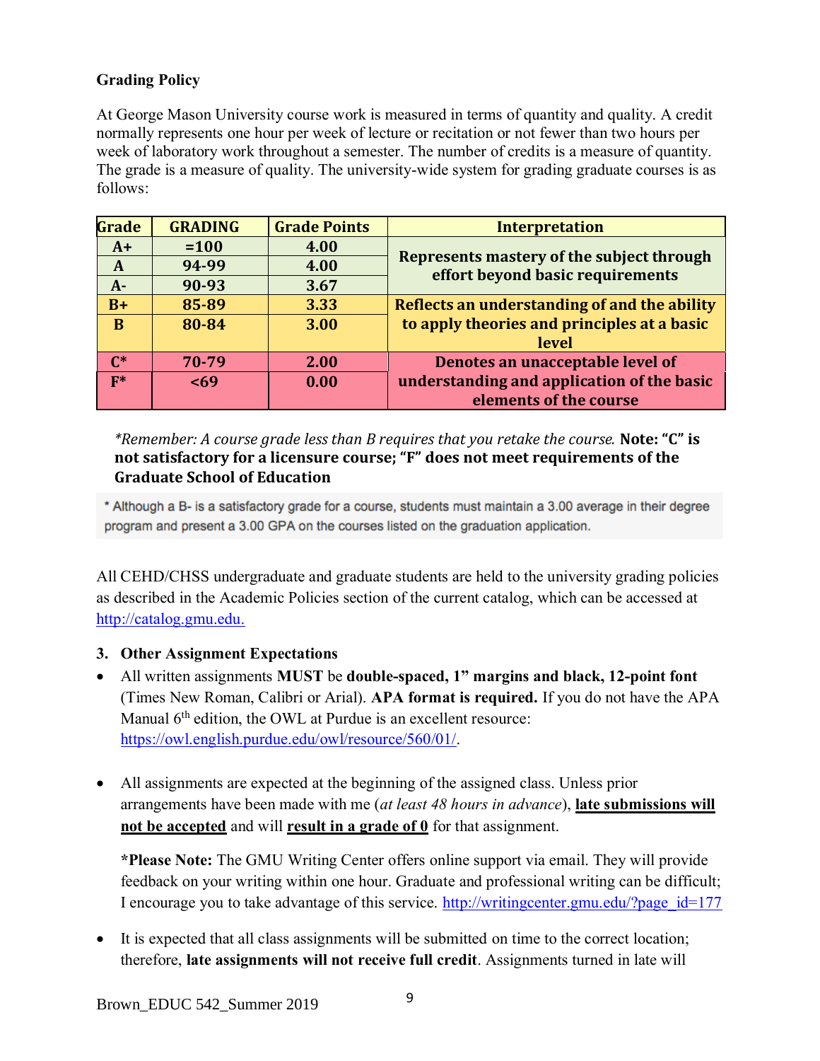**Grading Policy**

At George Mason University course work is measured in terms of quantity and quality. A credit normally represents one hour per week of lecture or recitation or not fewer than two hours per week of laboratory work throughout a semester. The number of credits is a measure of quantity. The grade is a measure of quality. The university-wide system for grading graduate courses is as follows:

| Grade | GRADING | Grade Points | Interpretation |
|---|---|---|---|
| A+ | =100 | 4.00 | Represents mastery of the subject through effort beyond basic requirements |
| A | 94-99 | 4.00 | |
| A- | 90-93 | 3.67 | |
| B+ | 85-89 | 3.33 | Reflects an understanding of and the ability to apply theories and principles at a basic level |
| B | 80-84 | 3.00 | |
| C* | 70-79 | 2.00 | Denotes an unacceptable level of understanding and application of the basic elements of the course |
| F* | <69 | 0.00 | |

*\*Remember: A course grade less than B requires that you retake the course.* **Note: "C" is not satisfactory for a licensure course; "F" does not meet requirements of the Graduate School of Education**

\* Although a B- is a satisfactory grade for a course, students must maintain a 3.00 average in their degree program and present a 3.00 GPA on the courses listed on the graduation application.

All CEHD/CHSS undergraduate and graduate students are held to the university grading policies as described in the Academic Policies section of the current catalog, which can be accessed at http://catalog.gmu.edu.

**3. Other Assignment Expectations**

- All written assignments **MUST** be **double-spaced, 1" margins and black, 12-point font** (Times New Roman, Calibri or Arial). **APA format is required.** If you do not have the APA Manual 6th edition, the OWL at Purdue is an excellent resource: https://owl.english.purdue.edu/owl/resource/560/01/.

- All assignments are expected at the beginning of the assigned class. Unless prior arrangements have been made with me (*at least 48 hours in advance*), **late submissions will not be accepted** and will **result in a grade of 0** for that assignment.

  **\*Please Note:** The GMU Writing Center offers online support via email. They will provide feedback on your writing within one hour. Graduate and professional writing can be difficult; I encourage you to take advantage of this service. http://writingcenter.gmu.edu/?page_id=177

- It is expected that all class assignments will be submitted on time to the correct location; therefore, **late assignments will not receive full credit**. Assignments turned in late will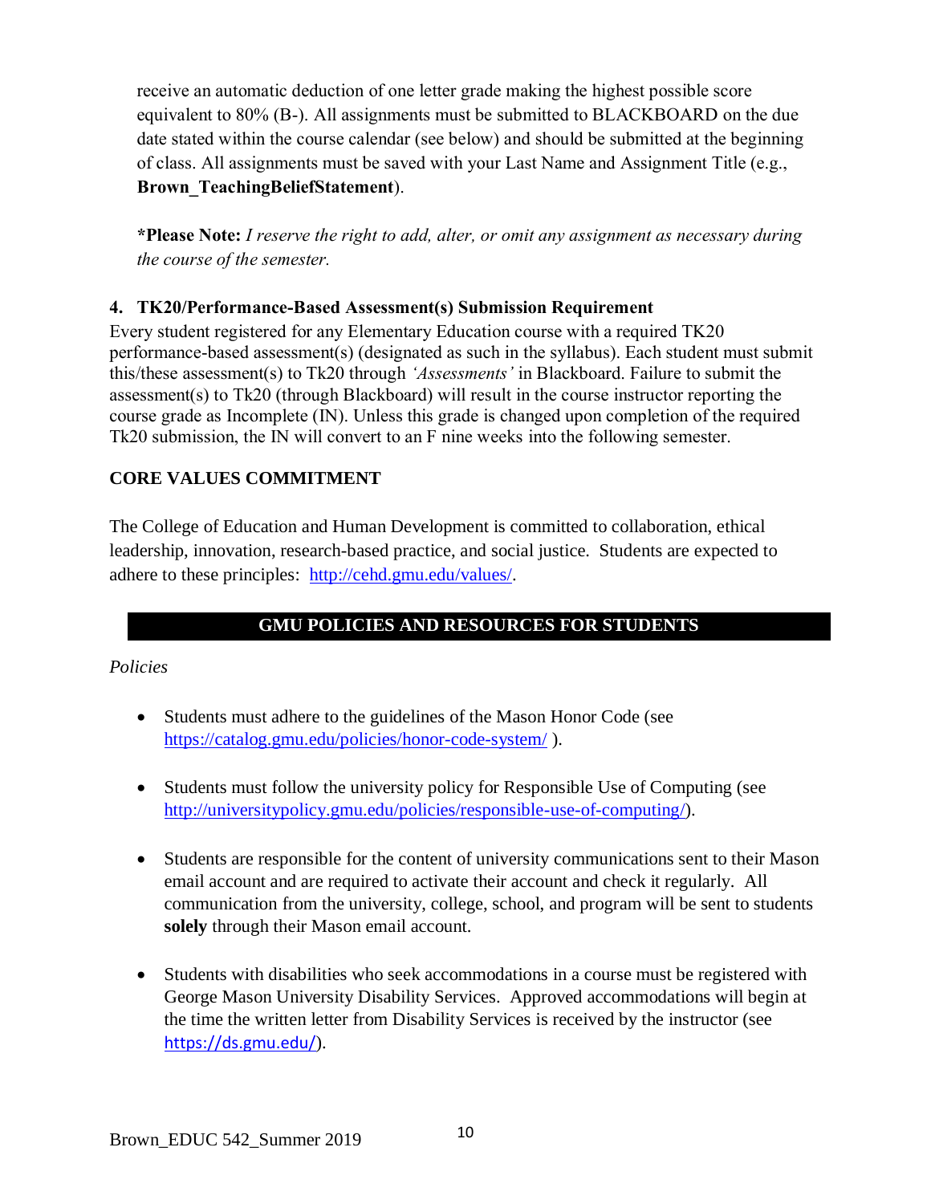receive an automatic deduction of one letter grade making the highest possible score equivalent to 80% (B-). All assignments must be submitted to BLACKBOARD on the due date stated within the course calendar (see below) and should be submitted at the beginning of class. All assignments must be saved with your Last Name and Assignment Title (e.g., **Brown_TeachingBeliefStatement**).

***Please Note:** *I reserve the right to add, alter, or omit any assignment as necessary during the course of the semester.*

**4. TK20/Performance-Based Assessment(s) Submission Requirement**

Every student registered for any Elementary Education course with a required TK20 performance-based assessment(s) (designated as such in the syllabus). Each student must submit this/these assessment(s) to Tk20 through *'Assessments'* in Blackboard. Failure to submit the assessment(s) to Tk20 (through Blackboard) will result in the course instructor reporting the course grade as Incomplete (IN). Unless this grade is changed upon completion of the required Tk20 submission, the IN will convert to an F nine weeks into the following semester.

## CORE VALUES COMMITMENT

The College of Education and Human Development is committed to collaboration, ethical leadership, innovation, research-based practice, and social justice. Students are expected to adhere to these principles: http://cehd.gmu.edu/values/.

## GMU POLICIES AND RESOURCES FOR STUDENTS

*Policies*

- Students must adhere to the guidelines of the Mason Honor Code (see https://catalog.gmu.edu/policies/honor-code-system/ ).
- Students must follow the university policy for Responsible Use of Computing (see http://universitypolicy.gmu.edu/policies/responsible-use-of-computing/).
- Students are responsible for the content of university communications sent to their Mason email account and are required to activate their account and check it regularly. All communication from the university, college, school, and program will be sent to students **solely** through their Mason email account.
- Students with disabilities who seek accommodations in a course must be registered with George Mason University Disability Services. Approved accommodations will begin at the time the written letter from Disability Services is received by the instructor (see https://ds.gmu.edu/).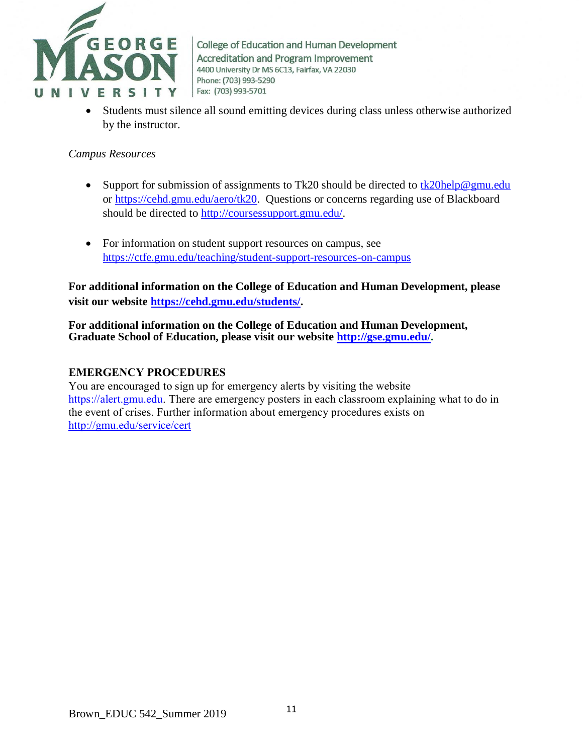- Students must silence all sound emitting devices during class unless otherwise authorized by the instructor.

*Campus Resources*

- Support for submission of assignments to Tk20 should be directed to tk20help@gmu.edu or https://cehd.gmu.edu/aero/tk20. Questions or concerns regarding use of Blackboard should be directed to http://coursessupport.gmu.edu/.

- For information on student support resources on campus, see https://ctfe.gmu.edu/teaching/student-support-resources-on-campus

**For additional information on the College of Education and Human Development, please visit our website https://cehd.gmu.edu/students/.**

**For additional information on the College of Education and Human Development, Graduate School of Education, please visit our website http://gse.gmu.edu/.**

**EMERGENCY PROCEDURES**

You are encouraged to sign up for emergency alerts by visiting the website https://alert.gmu.edu. There are emergency posters in each classroom explaining what to do in the event of crises. Further information about emergency procedures exists on http://gmu.edu/service/cert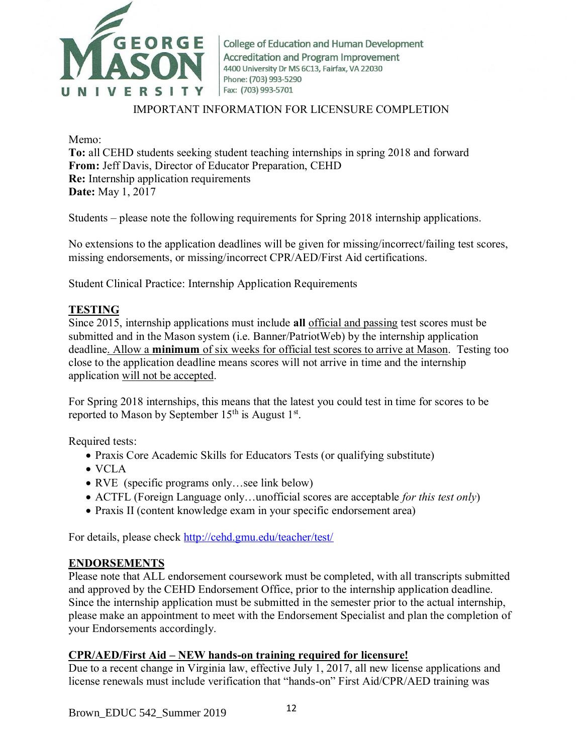College of Education and Human Development
Accreditation and Program Improvement
4400 University Dr MS 6C13, Fairfax, VA 22030
Phone: (703) 993-5290
Fax: (703) 993-5701

IMPORTANT INFORMATION FOR LICENSURE COMPLETION

Memo:
**To:** all CEHD students seeking student teaching internships in spring 2018 and forward
**From:** Jeff Davis, Director of Educator Preparation, CEHD
**Re:** Internship application requirements
**Date:** May 1, 2017

Students – please note the following requirements for Spring 2018 internship applications.

No extensions to the application deadlines will be given for missing/incorrect/failing test scores, missing endorsements, or missing/incorrect CPR/AED/First Aid certifications.

Student Clinical Practice: Internship Application Requirements

**TESTING**

Since 2015, internship applications must include **all** official and passing test scores must be submitted and in the Mason system (i.e. Banner/PatriotWeb) by the internship application deadline. Allow a **minimum** of six weeks for official test scores to arrive at Mason. Testing too close to the application deadline means scores will not arrive in time and the internship application will not be accepted.

For Spring 2018 internships, this means that the latest you could test in time for scores to be reported to Mason by September 15th is August 1st.

Required tests:

- Praxis Core Academic Skills for Educators Tests (or qualifying substitute)
- VCLA
- RVE (specific programs only…see link below)
- ACTFL (Foreign Language only…unofficial scores are acceptable *for this test only*)
- Praxis II (content knowledge exam in your specific endorsement area)

For details, please check http://cehd.gmu.edu/teacher/test/

**ENDORSEMENTS**

Please note that ALL endorsement coursework must be completed, with all transcripts submitted and approved by the CEHD Endorsement Office, prior to the internship application deadline. Since the internship application must be submitted in the semester prior to the actual internship, please make an appointment to meet with the Endorsement Specialist and plan the completion of your Endorsements accordingly.

**CPR/AED/First Aid – NEW hands-on training required for licensure!**

Due to a recent change in Virginia law, effective July 1, 2017, all new license applications and license renewals must include verification that "hands-on" First Aid/CPR/AED training was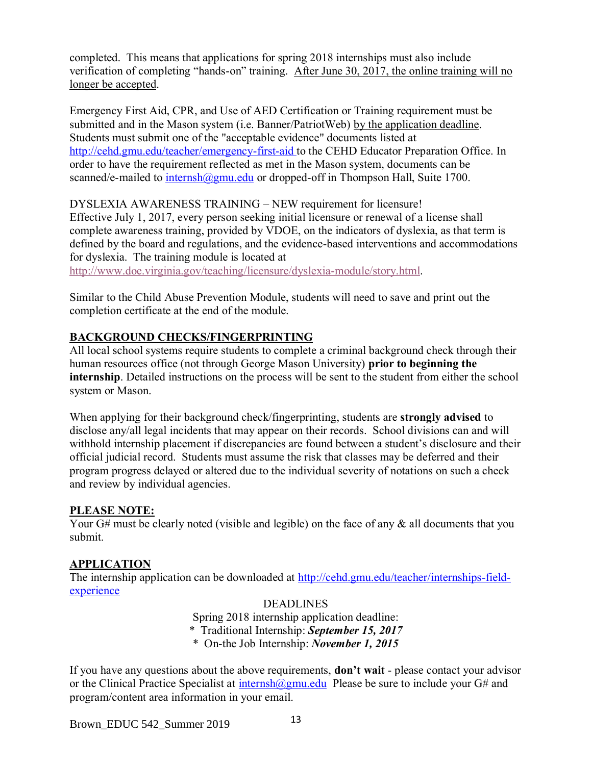completed. This means that applications for spring 2018 internships must also include verification of completing "hands-on" training. After June 30, 2017, the online training will no longer be accepted.

Emergency First Aid, CPR, and Use of AED Certification or Training requirement must be submitted and in the Mason system (i.e. Banner/PatriotWeb) by the application deadline. Students must submit one of the "acceptable evidence" documents listed at [http://cehd.gmu.edu/teacher/emergency-first-aid](http://cehd.gmu.edu/teacher/emergency-first-aid) to the CEHD Educator Preparation Office. In order to have the requirement reflected as met in the Mason system, documents can be scanned/e-mailed to [internsh@gmu.edu](mailto:internsh@gmu.edu) or dropped-off in Thompson Hall, Suite 1700.

DYSLEXIA AWARENESS TRAINING – NEW requirement for licensure!
Effective July 1, 2017, every person seeking initial licensure or renewal of a license shall complete awareness training, provided by VDOE, on the indicators of dyslexia, as that term is defined by the board and regulations, and the evidence-based interventions and accommodations for dyslexia. The training module is located at [http://www.doe.virginia.gov/teaching/licensure/dyslexia-module/story.html](http://www.doe.virginia.gov/teaching/licensure/dyslexia-module/story.html).

Similar to the Child Abuse Prevention Module, students will need to save and print out the completion certificate at the end of the module.

## BACKGROUND CHECKS/FINGERPRINTING

All local school systems require students to complete a criminal background check through their human resources office (not through George Mason University) **prior to beginning the internship**. Detailed instructions on the process will be sent to the student from either the school system or Mason.

When applying for their background check/fingerprinting, students are **strongly advised** to disclose any/all legal incidents that may appear on their records. School divisions can and will withhold internship placement if discrepancies are found between a student's disclosure and their official judicial record. Students must assume the risk that classes may be deferred and their program progress delayed or altered due to the individual severity of notations on such a check and review by individual agencies.

## PLEASE NOTE:

Your G# must be clearly noted (visible and legible) on the face of any & all documents that you submit.

## APPLICATION

The internship application can be downloaded at [http://cehd.gmu.edu/teacher/internships-field-experience](http://cehd.gmu.edu/teacher/internships-field-experience)

DEADLINES

Spring 2018 internship application deadline:

\* Traditional Internship: ***September 15, 2017***

\* On-the Job Internship: ***November 1, 2015***

If you have any questions about the above requirements, **don't wait** - please contact your advisor or the Clinical Practice Specialist at [internsh@gmu.edu](mailto:internsh@gmu.edu) Please be sure to include your G# and program/content area information in your email.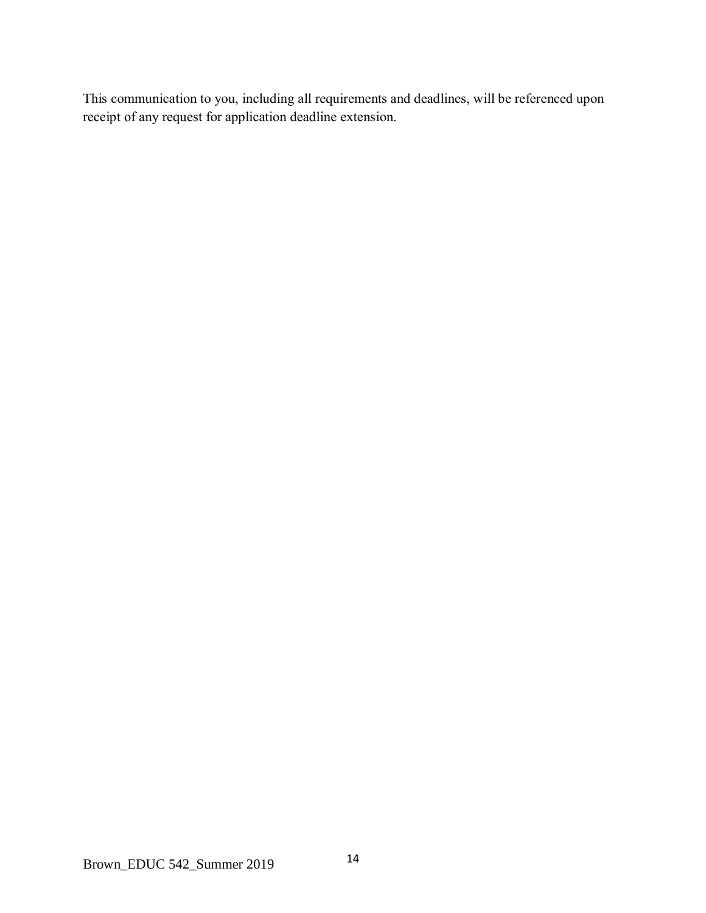This communication to you, including all requirements and deadlines, will be referenced upon receipt of any request for application deadline extension.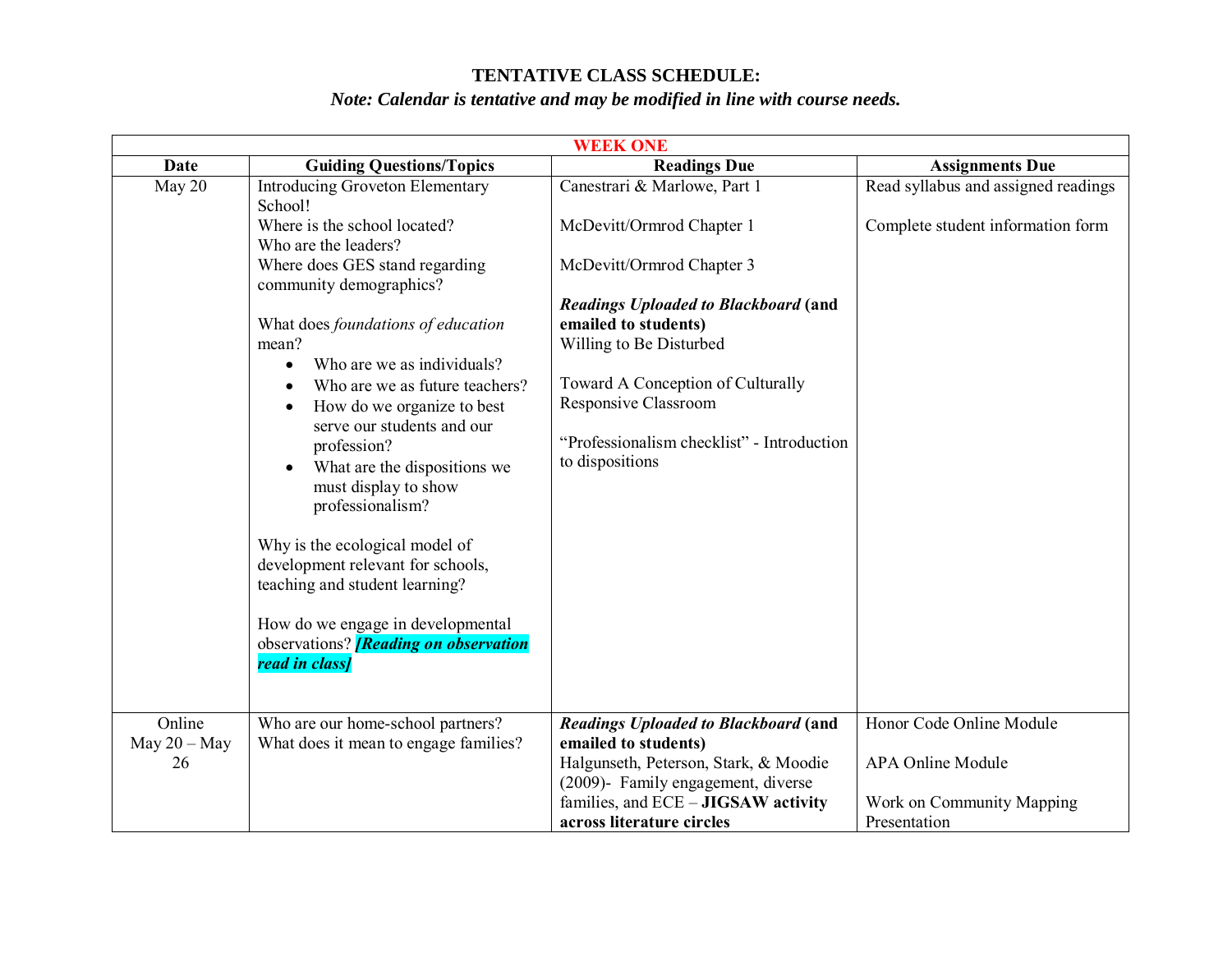**TENTATIVE CLASS SCHEDULE:**

***Note: Calendar is tentative and may be modified in line with course needs.***

| WEEK ONE | | | |
|---|---|---|---|
| **Date** | **Guiding Questions/Topics** | **Readings Due** | **Assignments Due** |
| May 20 | Introducing Groveton Elementary School!<br>Where is the school located?<br>Who are the leaders?<br>Where does GES stand regarding community demographics?<br><br>What does *foundations of education* mean?<br>• Who are we as individuals?<br>• Who are we as future teachers?<br>• How do we organize to best serve our students and our profession?<br>• What are the dispositions we must display to show professionalism?<br><br>Why is the ecological model of development relevant for schools, teaching and student learning?<br><br>How do we engage in developmental observations? ***[Reading on observation read in class]*** | Canestrari & Marlowe, Part 1<br><br>McDevitt/Ormrod Chapter 1<br><br>McDevitt/Ormrod Chapter 3<br><br>***Readings Uploaded to Blackboard* (and emailed to students)**<br>Willing to Be Disturbed<br><br>Toward A Conception of Culturally Responsive Classroom<br><br>"Professionalism checklist" - Introduction to dispositions | Read syllabus and assigned readings<br><br>Complete student information form |
| Online<br>May 20 – May 26 | Who are our home-school partners?<br>What does it mean to engage families? | ***Readings Uploaded to Blackboard* (and emailed to students)**<br>Halgunseth, Peterson, Stark, & Moodie (2009)- Family engagement, diverse families, and ECE – **JIGSAW activity across literature circles** | Honor Code Online Module<br><br>APA Online Module<br><br>Work on Community Mapping Presentation |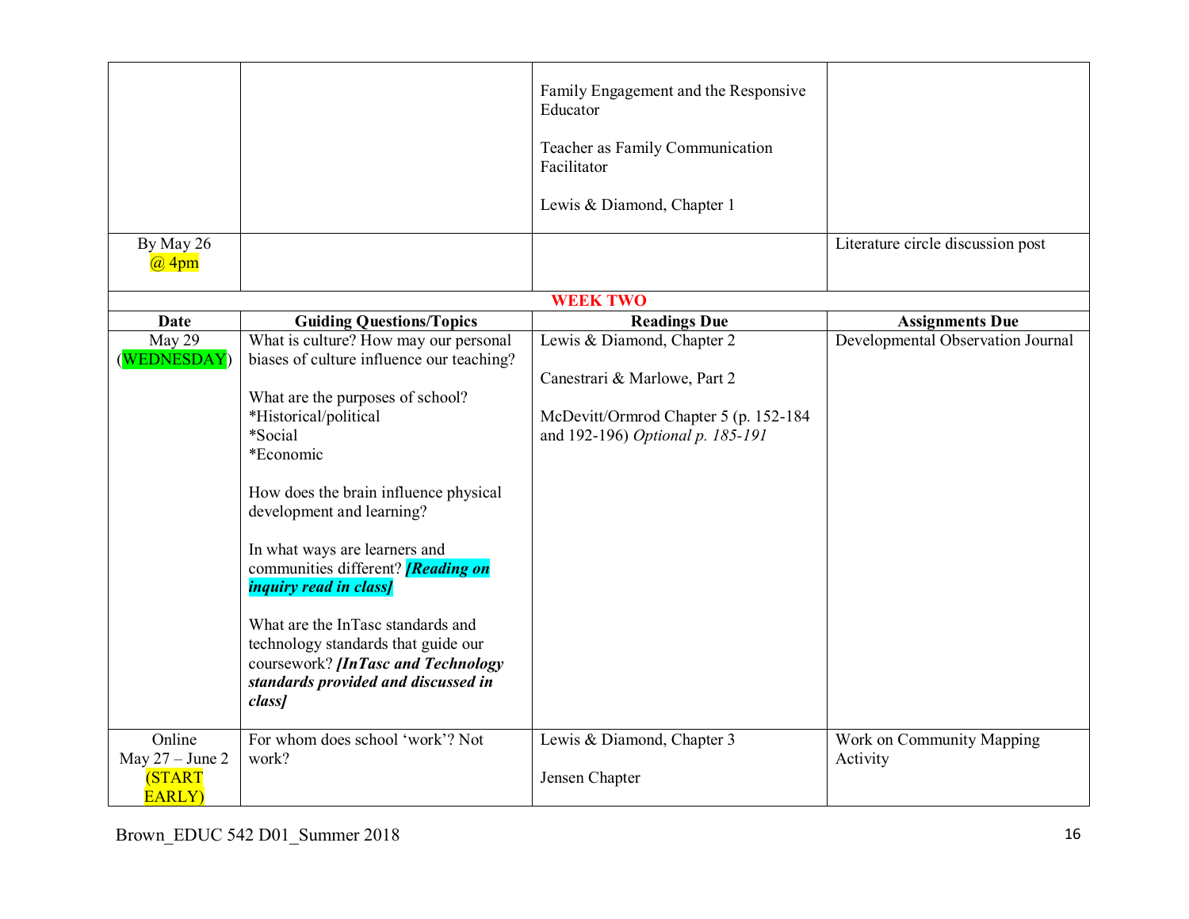| | | | |
|---|---|---|---|
| | | Family Engagement and the Responsive Educator<br><br>Teacher as Family Communication Facilitator<br><br>Lewis & Diamond, Chapter 1 | |
| By May 26 @ 4pm | | | Literature circle discussion post |
| **WEEK TWO** | | | |
| **Date** | **Guiding Questions/Topics** | **Readings Due** | **Assignments Due** |
| May 29 (WEDNESDAY) | What is culture? How may our personal biases of culture influence our teaching?<br><br>What are the purposes of school?<br>*Historical/political<br>*Social<br>*Economic<br><br>How does the brain influence physical development and learning?<br><br>In what ways are learners and communities different? ***[Reading on inquiry read in class]***<br><br>What are the InTasc standards and technology standards that guide our coursework? ***[InTasc and Technology standards provided and discussed in class]*** | Lewis & Diamond, Chapter 2<br><br>Canestrari & Marlowe, Part 2<br><br>McDevitt/Ormrod Chapter 5 (p. 152-184 and 192-196) *Optional p. 185-191* | Developmental Observation Journal |
| Online May 27 – June 2 (START EARLY) | For whom does school 'work'? Not work? | Lewis & Diamond, Chapter 3<br><br>Jensen Chapter | Work on Community Mapping Activity |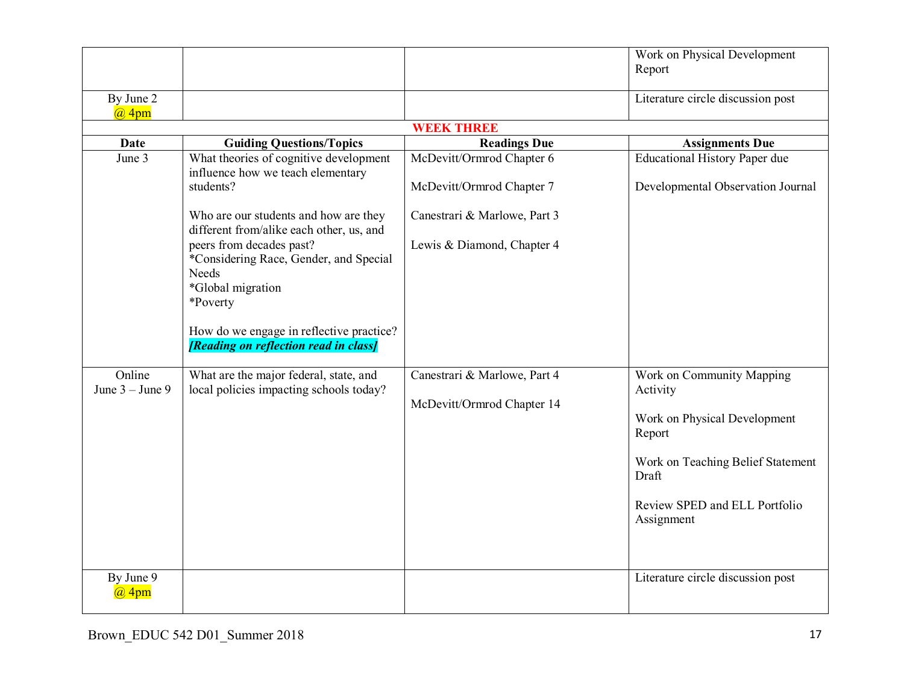| | | | |
|---|---|---|---|
| | | | Work on Physical Development Report |
| By June 2 @ 4pm | | | Literature circle discussion post |
| **WEEK THREE** | | | |
| **Date** | **Guiding Questions/Topics** | **Readings Due** | **Assignments Due** |
| June 3 | What theories of cognitive development influence how we teach elementary students?<br><br>Who are our students and how are they different from/alike each other, us, and peers from decades past?<br>*Considering Race, Gender, and Special Needs<br>*Global migration<br>*Poverty<br><br>How do we engage in reflective practice? ***[Reading on reflection read in class]*** | McDevitt/Ormrod Chapter 6<br><br>McDevitt/Ormrod Chapter 7<br><br>Canestrari & Marlowe, Part 3<br><br>Lewis & Diamond, Chapter 4 | Educational History Paper due<br><br>Developmental Observation Journal |
| Online June 3 – June 9 | What are the major federal, state, and local policies impacting schools today? | Canestrari & Marlowe, Part 4<br><br>McDevitt/Ormrod Chapter 14 | Work on Community Mapping Activity<br><br>Work on Physical Development Report<br><br>Work on Teaching Belief Statement Draft<br><br>Review SPED and ELL Portfolio Assignment |
| By June 9 @ 4pm | | | Literature circle discussion post |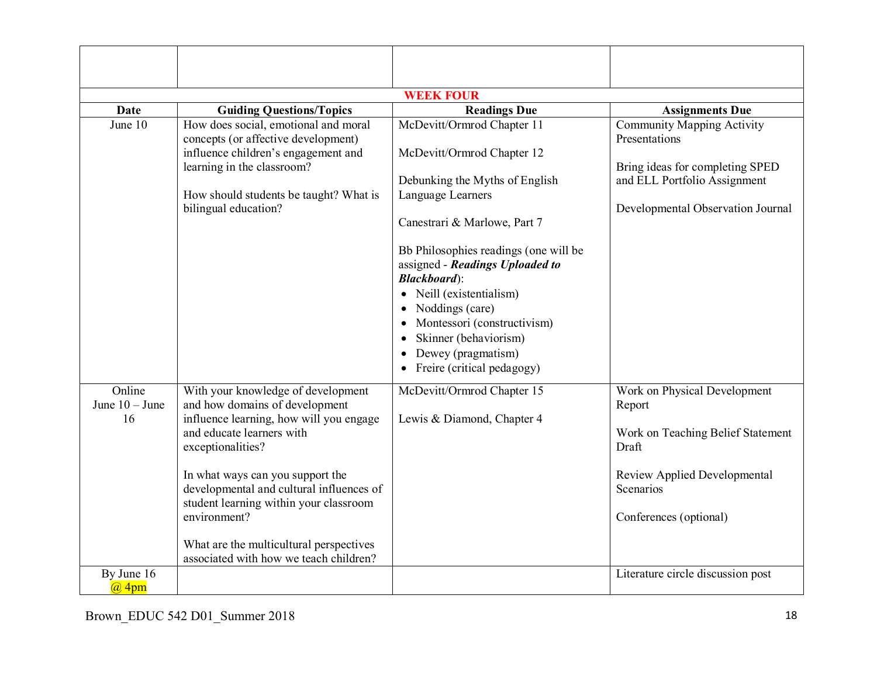| | | | |
|---|---|---|---|
| | | | |
| **WEEK FOUR** | | | |
| **Date** | **Guiding Questions/Topics** | **Readings Due** | **Assignments Due** |
| June 10 | How does social, emotional and moral concepts (or affective development) influence children's engagement and learning in the classroom?<br><br>How should students be taught? What is bilingual education? | McDevitt/Ormrod Chapter 11<br><br>McDevitt/Ormrod Chapter 12<br><br>Debunking the Myths of English Language Learners<br><br>Canestrari & Marlowe, Part 7<br><br>Bb Philosophies readings (one will be assigned - ***Readings Uploaded to Blackboard***):<br>• Neill (existentialism)<br>• Noddings (care)<br>• Montessori (constructivism)<br>• Skinner (behaviorism)<br>• Dewey (pragmatism)<br>• Freire (critical pedagogy) | Community Mapping Activity Presentations<br><br>Bring ideas for completing SPED and ELL Portfolio Assignment<br><br>Developmental Observation Journal |
| Online June 10 – June 16 | With your knowledge of development and how domains of development influence learning, how will you engage and educate learners with exceptionalities?<br><br>In what ways can you support the developmental and cultural influences of student learning within your classroom environment?<br><br>What are the multicultural perspectives associated with how we teach children? | McDevitt/Ormrod Chapter 15<br><br>Lewis & Diamond, Chapter 4 | Work on Physical Development Report<br><br>Work on Teaching Belief Statement Draft<br><br>Review Applied Developmental Scenarios<br><br>Conferences (optional) |
| By June 16 @ 4pm | | | Literature circle discussion post |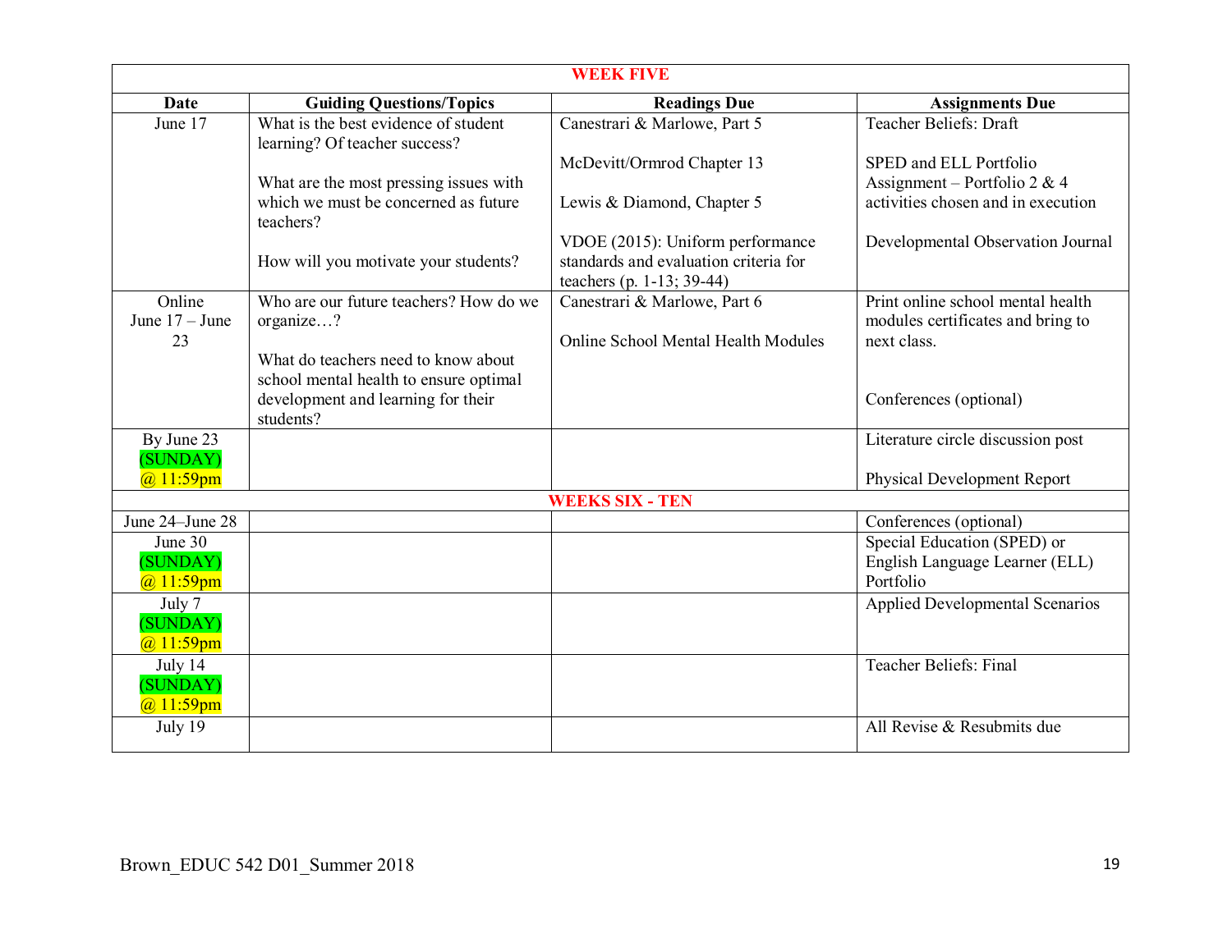| WEEK FIVE | | | |
|---|---|---|---|
| **Date** | **Guiding Questions/Topics** | **Readings Due** | **Assignments Due** |
| June 17 | What is the best evidence of student learning? Of teacher success?<br><br>What are the most pressing issues with which we must be concerned as future teachers?<br><br>How will you motivate your students? | Canestrari & Marlowe, Part 5<br><br>McDevitt/Ormrod Chapter 13<br><br>Lewis & Diamond, Chapter 5<br><br>VDOE (2015): Uniform performance standards and evaluation criteria for teachers (p. 1-13; 39-44) | Teacher Beliefs: Draft<br><br>SPED and ELL Portfolio Assignment – Portfolio 2 & 4 activities chosen and in execution<br><br>Developmental Observation Journal |
| Online June 17 – June 23 | Who are our future teachers? How do we organize…?<br><br>What do teachers need to know about school mental health to ensure optimal development and learning for their students? | Canestrari & Marlowe, Part 6<br><br>Online School Mental Health Modules | Print online school mental health modules certificates and bring to next class.<br><br>Conferences (optional) |
| By June 23 (SUNDAY) @ 11:59pm | | | Literature circle discussion post<br><br>Physical Development Report |
| **WEEKS SIX - TEN** | | | |
| June 24–June 28 | | | Conferences (optional) |
| June 30 (SUNDAY) @ 11:59pm | | | Special Education (SPED) or English Language Learner (ELL) Portfolio |
| July 7 (SUNDAY) @ 11:59pm | | | Applied Developmental Scenarios |
| July 14 (SUNDAY) @ 11:59pm | | | Teacher Beliefs: Final |
| July 19 | | | All Revise & Resubmits due |